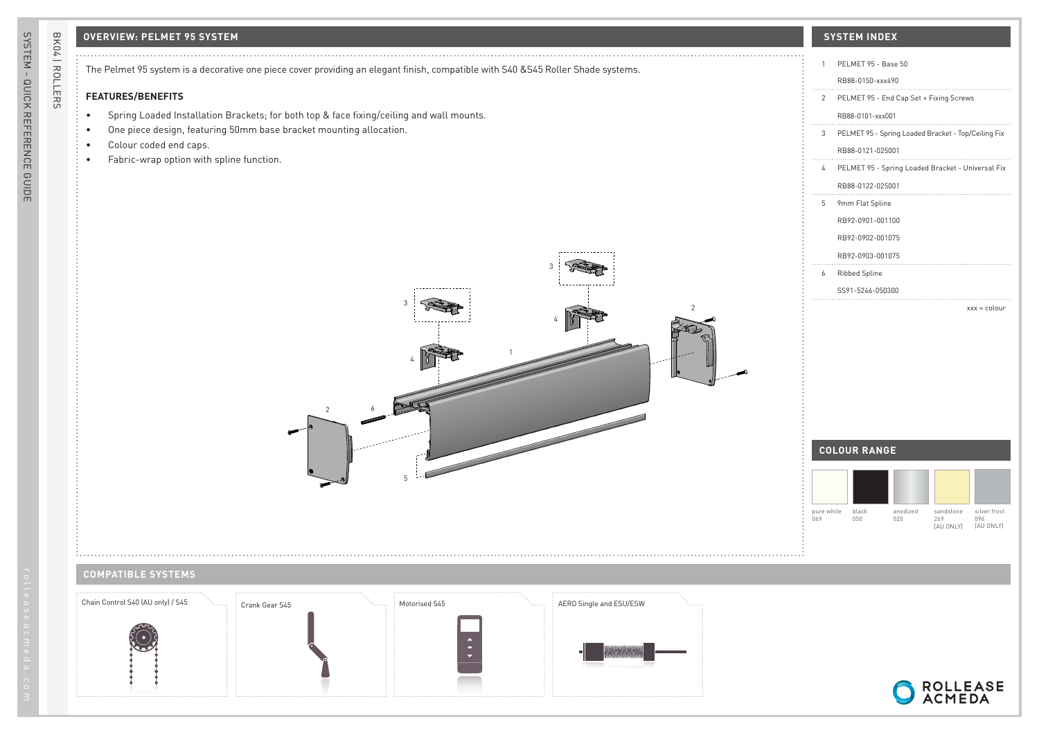## OVERVIEW: PELMET 95 SYSTEM

The Pelmet 95 system is a decorative one piece cover providing an elegant finish, compatible with S40 &S45 Roller Shade systems.

### FEATURES/BENEFITS

- Spring Loaded Installation Brackets; for both top & face fixing/ceiling and wall mounts.
- One piece design, featuring 50mm base bracket mounting allocation.
- Colour coded end caps.
- Fabric-wrap option with spline function.

## SYSTEM INDEX

| # | Item | Part Number |
|---|---|---|
| 1 | PELMET 95 - Base 50 | RB88-0150-xxx490 |
| 2 | PELMET 95 - End Cap Set + Fixing Screws | RB88-0101-xxx001 |
| 3 | PELMET 95 - Spring Loaded Bracket - Top/Ceiling Fix | RB88-0121-025001 |
| 4 | PELMET 95 - Spring Loaded Bracket - Universal Fix | RB88-0122-025001 |
| 5 | 9mm Flat Spline | RB92-0901-001100<br>RB92-0902-001075<br>RB92-0903-001075 |
| 6 | Ribbed Spline | SS91-5246-050300 |

xxx = colour

## COLOUR RANGE

| pure white | black | anodized | sandstone | silver frost |
|---|---|---|---|---|
| 069 | 050 | 020 | 269 [AU ONLY] | 096 [AU ONLY] |

## COMPATIBLE SYSTEMS

- Chain Control S40 (AU only) / S45
- Crank Gear S45
- Motorised S45
- AERO Single and ESU/ESW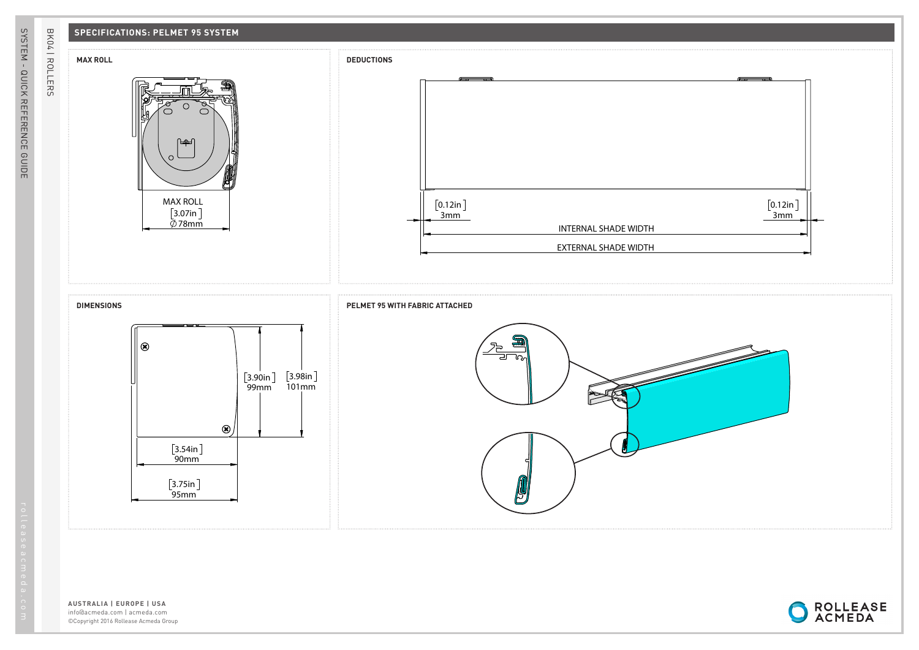## SPECIFICATIONS: PELMET 95 SYSTEM

### MAX ROLL

MAX ROLL
[3.07in]
∅78mm

### DEDUCTIONS

[0.12in]
3mm

[0.12in]
3mm

INTERNAL SHADE WIDTH

EXTERNAL SHADE WIDTH

### DIMENSIONS

[3.90in]
99mm

[3.98in]
101mm

[3.54in]
90mm

[3.75in]
95mm

### PELMET 95 WITH FABRIC ATTACHED

**AUSTRALIA | EUROPE | USA**
info@acmeda.com | acmeda.com
©Copyright 2016 Rollease Acmeda Group